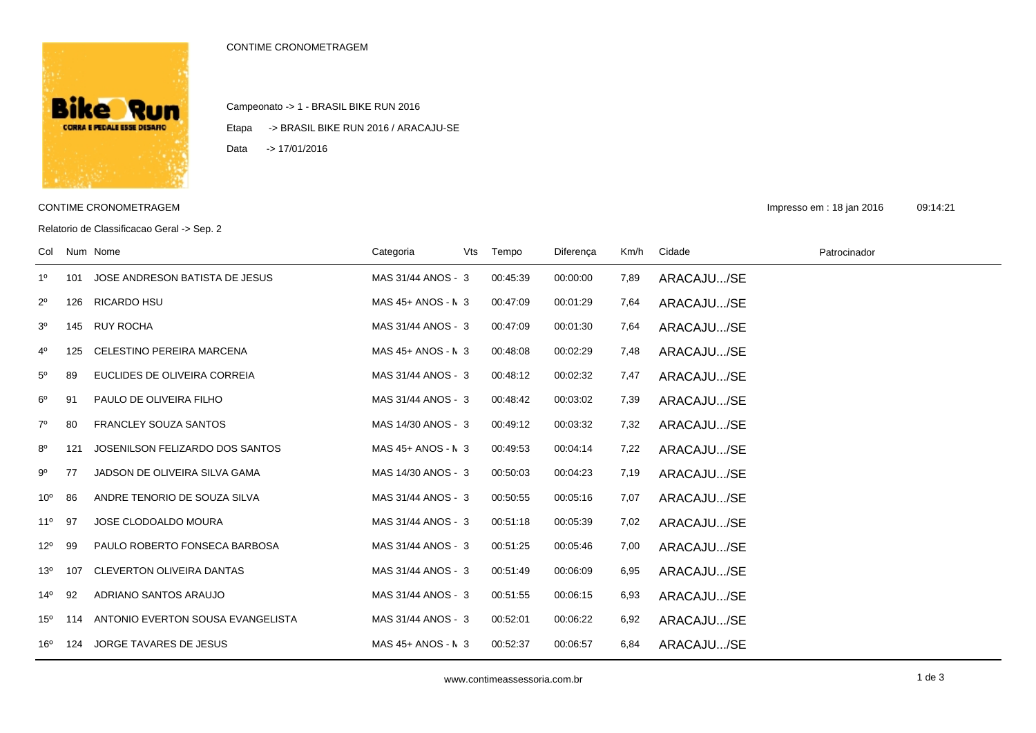CONTIME CRONOMETRAGEM

Campeonato -> 1 - BRASIL BIKE RUN 2016

Etapa -> BRASIL BIKE RUN 2016 / ARACAJU-SE

Data -> 17/01/2016

CONTIME CRONOMETRAGEM

Impresso em : 18 jan 2016 09:14:21

Relatorio de Classificacao Geral -> Sep. 2

| Col | Num | Nome | Categoria | Vts | Tempo | Diferença | Km/h | Cidade | Patrocinador |
|---|---|---|---|---|---|---|---|---|---|
| 1º | 101 | JOSE ANDRESON BATISTA DE JESUS | MAS 31/44 ANOS - | 3 | 00:45:39 | 00:00:00 | 7,89 | ARACAJU.../SE | |
| 2º | 126 | RICARDO HSU | MAS 45+ ANOS - M | 3 | 00:47:09 | 00:01:29 | 7,64 | ARACAJU.../SE | |
| 3º | 145 | RUY ROCHA | MAS 31/44 ANOS - | 3 | 00:47:09 | 00:01:30 | 7,64 | ARACAJU.../SE | |
| 4º | 125 | CELESTINO PEREIRA MARCENA | MAS 45+ ANOS - M | 3 | 00:48:08 | 00:02:29 | 7,48 | ARACAJU.../SE | |
| 5º | 89 | EUCLIDES DE OLIVEIRA CORREIA | MAS 31/44 ANOS - | 3 | 00:48:12 | 00:02:32 | 7,47 | ARACAJU.../SE | |
| 6º | 91 | PAULO DE OLIVEIRA FILHO | MAS 31/44 ANOS - | 3 | 00:48:42 | 00:03:02 | 7,39 | ARACAJU.../SE | |
| 7º | 80 | FRANCLEY SOUZA SANTOS | MAS 14/30 ANOS - | 3 | 00:49:12 | 00:03:32 | 7,32 | ARACAJU.../SE | |
| 8º | 121 | JOSENILSON FELIZARDO DOS SANTOS | MAS 45+ ANOS - M | 3 | 00:49:53 | 00:04:14 | 7,22 | ARACAJU.../SE | |
| 9º | 77 | JADSON DE OLIVEIRA SILVA GAMA | MAS 14/30 ANOS - | 3 | 00:50:03 | 00:04:23 | 7,19 | ARACAJU.../SE | |
| 10º | 86 | ANDRE TENORIO DE SOUZA SILVA | MAS 31/44 ANOS - | 3 | 00:50:55 | 00:05:16 | 7,07 | ARACAJU.../SE | |
| 11º | 97 | JOSE CLODOALDO MOURA | MAS 31/44 ANOS - | 3 | 00:51:18 | 00:05:39 | 7,02 | ARACAJU.../SE | |
| 12º | 99 | PAULO ROBERTO FONSECA BARBOSA | MAS 31/44 ANOS - | 3 | 00:51:25 | 00:05:46 | 7,00 | ARACAJU.../SE | |
| 13º | 107 | CLEVERTON OLIVEIRA DANTAS | MAS 31/44 ANOS - | 3 | 00:51:49 | 00:06:09 | 6,95 | ARACAJU.../SE | |
| 14º | 92 | ADRIANO SANTOS ARAUJO | MAS 31/44 ANOS - | 3 | 00:51:55 | 00:06:15 | 6,93 | ARACAJU.../SE | |
| 15º | 114 | ANTONIO EVERTON SOUSA EVANGELISTA | MAS 31/44 ANOS - | 3 | 00:52:01 | 00:06:22 | 6,92 | ARACAJU.../SE | |
| 16º | 124 | JORGE TAVARES DE JESUS | MAS 45+ ANOS - M | 3 | 00:52:37 | 00:06:57 | 6,84 | ARACAJU.../SE | |

www.contimeassessoria.com.br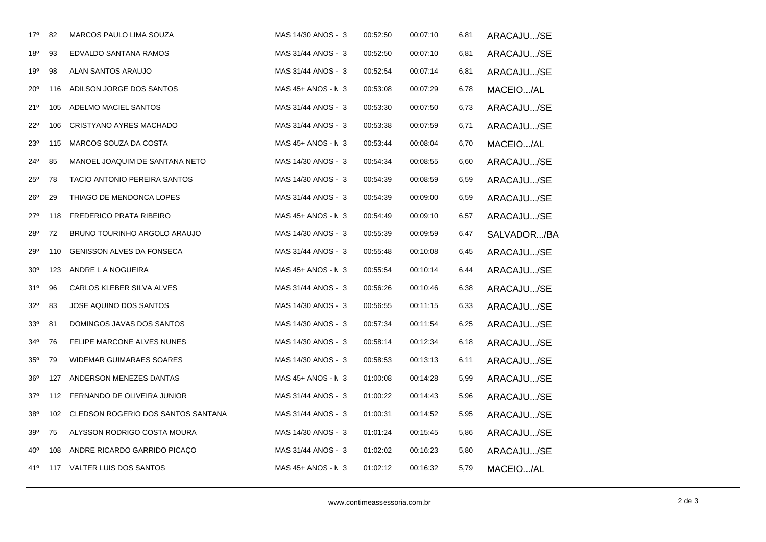| | | | | | | | |
|---|---|---|---|---|---|---|---|
| 17º | 82 | MARCOS PAULO LIMA SOUZA | MAS 14/30 ANOS - 3 | 00:52:50 | 00:07:10 | 6,81 | ARACAJU.../SE |
| 18º | 93 | EDVALDO SANTANA RAMOS | MAS 31/44 ANOS - 3 | 00:52:50 | 00:07:10 | 6,81 | ARACAJU.../SE |
| 19º | 98 | ALAN SANTOS ARAUJO | MAS 31/44 ANOS - 3 | 00:52:54 | 00:07:14 | 6,81 | ARACAJU.../SE |
| 20º | 116 | ADILSON JORGE DOS SANTOS | MAS 45+ ANOS - N 3 | 00:53:08 | 00:07:29 | 6,78 | MACEIO.../AL |
| 21º | 105 | ADELMO MACIEL SANTOS | MAS 31/44 ANOS - 3 | 00:53:30 | 00:07:50 | 6,73 | ARACAJU.../SE |
| 22º | 106 | CRISTYANO AYRES MACHADO | MAS 31/44 ANOS - 3 | 00:53:38 | 00:07:59 | 6,71 | ARACAJU.../SE |
| 23º | 115 | MARCOS SOUZA DA COSTA | MAS 45+ ANOS - N 3 | 00:53:44 | 00:08:04 | 6,70 | MACEIO.../AL |
| 24º | 85 | MANOEL JOAQUIM DE SANTANA NETO | MAS 14/30 ANOS - 3 | 00:54:34 | 00:08:55 | 6,60 | ARACAJU.../SE |
| 25º | 78 | TACIO ANTONIO PEREIRA SANTOS | MAS 14/30 ANOS - 3 | 00:54:39 | 00:08:59 | 6,59 | ARACAJU.../SE |
| 26º | 29 | THIAGO DE MENDONCA LOPES | MAS 31/44 ANOS - 3 | 00:54:39 | 00:09:00 | 6,59 | ARACAJU.../SE |
| 27º | 118 | FREDERICO PRATA RIBEIRO | MAS 45+ ANOS - N 3 | 00:54:49 | 00:09:10 | 6,57 | ARACAJU.../SE |
| 28º | 72 | BRUNO TOURINHO ARGOLO ARAUJO | MAS 14/30 ANOS - 3 | 00:55:39 | 00:09:59 | 6,47 | SALVADOR.../BA |
| 29º | 110 | GENISSON ALVES DA FONSECA | MAS 31/44 ANOS - 3 | 00:55:48 | 00:10:08 | 6,45 | ARACAJU.../SE |
| 30º | 123 | ANDRE L A NOGUEIRA | MAS 45+ ANOS - N 3 | 00:55:54 | 00:10:14 | 6,44 | ARACAJU.../SE |
| 31º | 96 | CARLOS KLEBER SILVA ALVES | MAS 31/44 ANOS - 3 | 00:56:26 | 00:10:46 | 6,38 | ARACAJU.../SE |
| 32º | 83 | JOSE AQUINO DOS SANTOS | MAS 14/30 ANOS - 3 | 00:56:55 | 00:11:15 | 6,33 | ARACAJU.../SE |
| 33º | 81 | DOMINGOS JAVAS DOS SANTOS | MAS 14/30 ANOS - 3 | 00:57:34 | 00:11:54 | 6,25 | ARACAJU.../SE |
| 34º | 76 | FELIPE MARCONE ALVES NUNES | MAS 14/30 ANOS - 3 | 00:58:14 | 00:12:34 | 6,18 | ARACAJU.../SE |
| 35º | 79 | WIDEMAR GUIMARAES SOARES | MAS 14/30 ANOS - 3 | 00:58:53 | 00:13:13 | 6,11 | ARACAJU.../SE |
| 36º | 127 | ANDERSON MENEZES DANTAS | MAS 45+ ANOS - N 3 | 01:00:08 | 00:14:28 | 5,99 | ARACAJU.../SE |
| 37º | 112 | FERNANDO DE OLIVEIRA JUNIOR | MAS 31/44 ANOS - 3 | 01:00:22 | 00:14:43 | 5,96 | ARACAJU.../SE |
| 38º | 102 | CLEDSON ROGERIO DOS SANTOS SANTANA | MAS 31/44 ANOS - 3 | 01:00:31 | 00:14:52 | 5,95 | ARACAJU.../SE |
| 39º | 75 | ALYSSON RODRIGO COSTA MOURA | MAS 14/30 ANOS - 3 | 01:01:24 | 00:15:45 | 5,86 | ARACAJU.../SE |
| 40º | 108 | ANDRE RICARDO GARRIDO PICAÇO | MAS 31/44 ANOS - 3 | 01:02:02 | 00:16:23 | 5,80 | ARACAJU.../SE |
| 41º | 117 | VALTER LUIS DOS SANTOS | MAS 45+ ANOS - N 3 | 01:02:12 | 00:16:32 | 5,79 | MACEIO.../AL |

www.contimeassessoria.com.br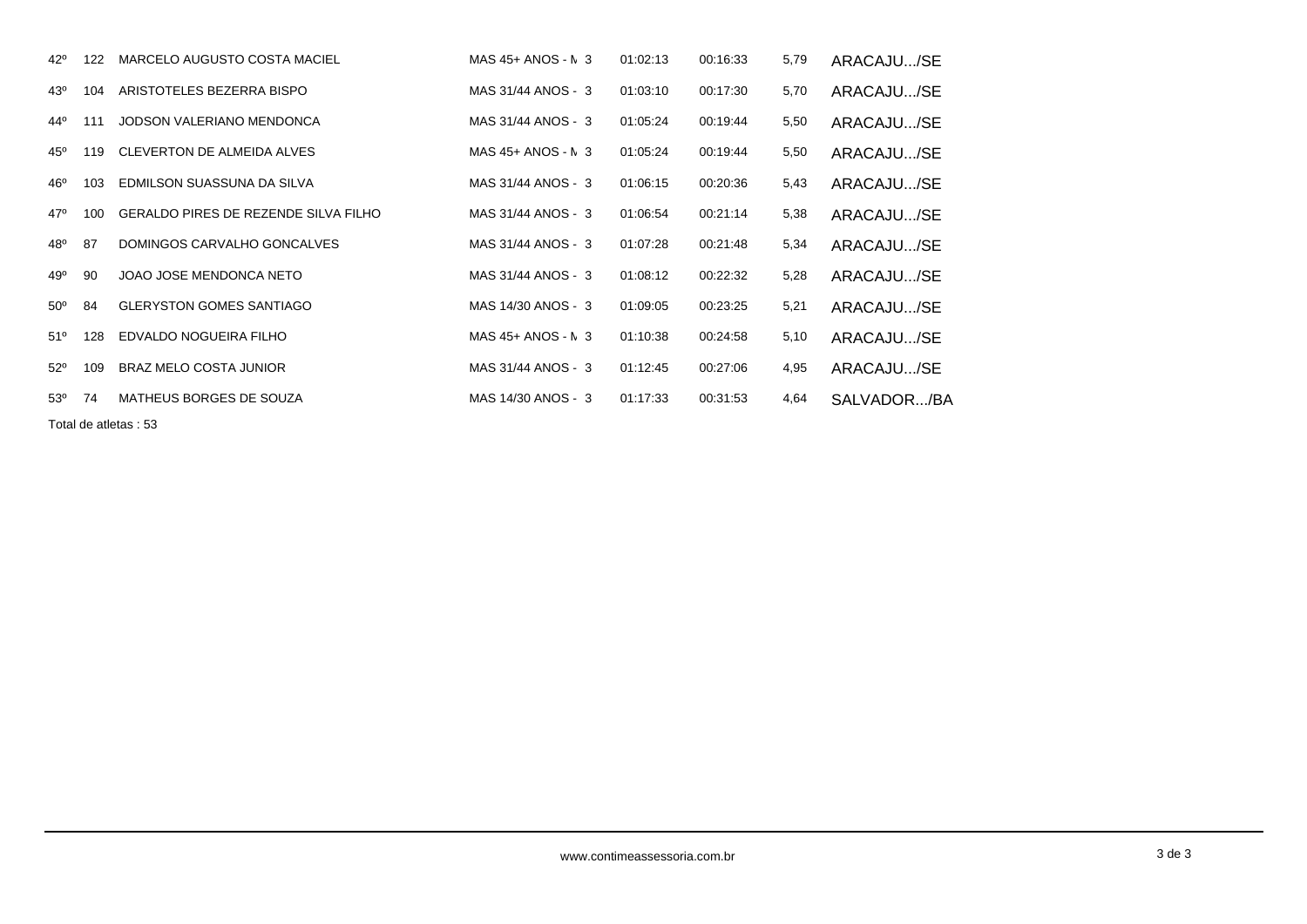| | | | | | | | |
|---|---|---|---|---|---|---|---|
| 42º | 122 | MARCELO AUGUSTO COSTA MACIEL | MAS 45+ ANOS - M 3 | 01:02:13 | 00:16:33 | 5,79 | ARACAJU.../SE |
| 43º | 104 | ARISTOTELES BEZERRA BISPO | MAS 31/44 ANOS - 3 | 01:03:10 | 00:17:30 | 5,70 | ARACAJU.../SE |
| 44º | 111 | JODSON VALERIANO MENDONCA | MAS 31/44 ANOS - 3 | 01:05:24 | 00:19:44 | 5,50 | ARACAJU.../SE |
| 45º | 119 | CLEVERTON DE ALMEIDA ALVES | MAS 45+ ANOS - M 3 | 01:05:24 | 00:19:44 | 5,50 | ARACAJU.../SE |
| 46º | 103 | EDMILSON SUASSUNA DA SILVA | MAS 31/44 ANOS - 3 | 01:06:15 | 00:20:36 | 5,43 | ARACAJU.../SE |
| 47º | 100 | GERALDO PIRES DE REZENDE SILVA FILHO | MAS 31/44 ANOS - 3 | 01:06:54 | 00:21:14 | 5,38 | ARACAJU.../SE |
| 48º | 87 | DOMINGOS CARVALHO GONCALVES | MAS 31/44 ANOS - 3 | 01:07:28 | 00:21:48 | 5,34 | ARACAJU.../SE |
| 49º | 90 | JOAO JOSE MENDONCA NETO | MAS 31/44 ANOS - 3 | 01:08:12 | 00:22:32 | 5,28 | ARACAJU.../SE |
| 50º | 84 | GLERYSTON GOMES SANTIAGO | MAS 14/30 ANOS - 3 | 01:09:05 | 00:23:25 | 5,21 | ARACAJU.../SE |
| 51º | 128 | EDVALDO NOGUEIRA FILHO | MAS 45+ ANOS - M 3 | 01:10:38 | 00:24:58 | 5,10 | ARACAJU.../SE |
| 52º | 109 | BRAZ MELO COSTA JUNIOR | MAS 31/44 ANOS - 3 | 01:12:45 | 00:27:06 | 4,95 | ARACAJU.../SE |
| 53º | 74 | MATHEUS BORGES DE SOUZA | MAS 14/30 ANOS - 3 | 01:17:33 | 00:31:53 | 4,64 | SALVADOR.../BA |

Total de atletas : 53

www.contimeassessoria.com.br